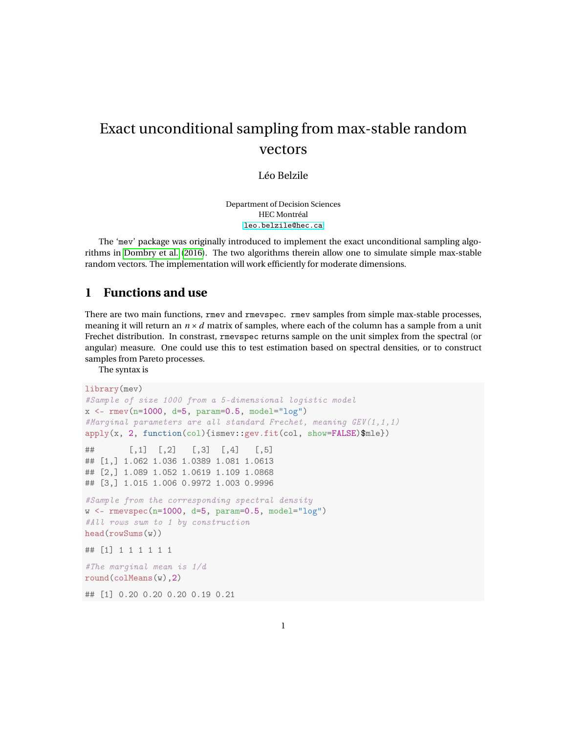# Exact unconditional sampling from max-stable random vectors

Léo Belzile

Department of Decision Sciences
HEC Montréal
leo.belzile@hec.ca

The 'mev' package was originally introduced to implement the exact unconditional sampling algorithms in Dombry et al. (2016). The two algorithms therein allow one to simulate simple max-stable random vectors. The implementation will work efficiently for moderate dimensions.

## 1 Functions and use

There are two main functions, `rmev` and `rmevspec`. `rmev` samples from simple max-stable processes, meaning it will return an $n \times d$ matrix of samples, where each of the column has a sample from a unit Frechet distribution. In constrast, `rmevspec` returns sample on the unit simplex from the spectral (or angular) measure. One could use this to test estimation based on spectral densities, or to construct samples from Pareto processes.

The syntax is

```
library(mev)
#Sample of size 1000 from a 5-dimensional logistic model
x <- rmev(n=1000, d=5, param=0.5, model="log")
#Marginal parameters are all standard Frechet, meaning GEV(1,1,1)
apply(x, 2, function(col){ismev::gev.fit(col, show=FALSE)$mle})

##       [,1]  [,2]   [,3]  [,4]   [,5]
## [1,] 1.062 1.036 1.0389 1.081 1.0613
## [2,] 1.089 1.052 1.0619 1.109 1.0868
## [3,] 1.015 1.006 0.9972 1.003 0.9996

#Sample from the corresponding spectral density
w <- rmevspec(n=1000, d=5, param=0.5, model="log")
#All rows sum to 1 by construction
head(rowSums(w))

## [1] 1 1 1 1 1 1

#The marginal mean is 1/d
round(colMeans(w),2)

## [1] 0.20 0.20 0.20 0.19 0.21
```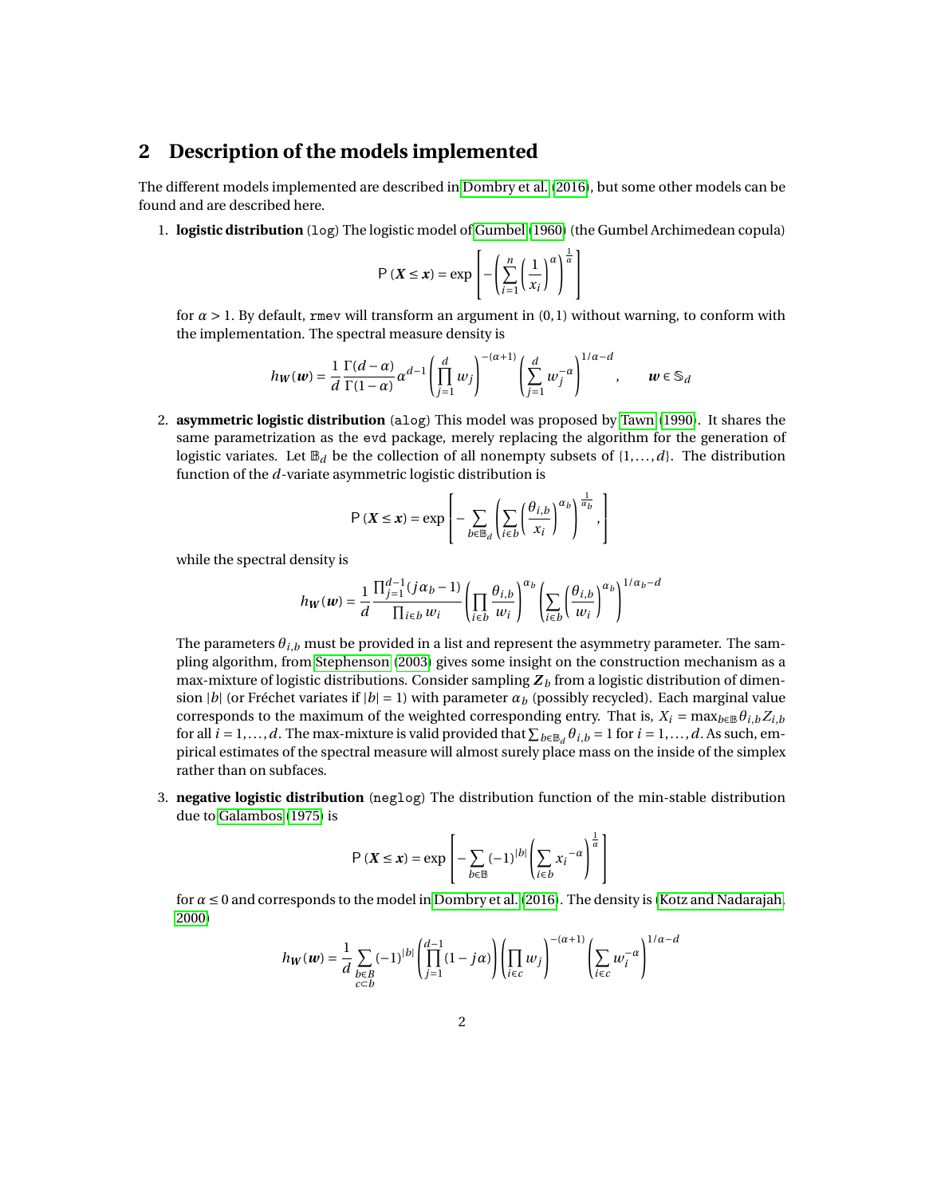## 2 Description of the models implemented

The different models implemented are described in Dombry et al. (2016), but some other models can be found and are described here.

1. **logistic distribution** (`log`) The logistic model of Gumbel (1960) (the Gumbel Archimedean copula)

$$\mathsf{P}\left(\boldsymbol{X} \leq \boldsymbol{x}\right) = \exp\left[-\left(\sum_{i=1}^{n}\left(\frac{1}{x_i}\right)^{\alpha}\right)^{\frac{1}{\alpha}}\right]$$

for $\alpha > 1$. By default, `rmev` will transform an argument in $(0,1)$ without warning, to conform with the implementation. The spectral measure density is

$$h_{\boldsymbol{W}}(\boldsymbol{w}) = \frac{1}{d}\frac{\Gamma(d-\alpha)}{\Gamma(1-\alpha)}\alpha^{d-1}\left(\prod_{j=1}^{d} w_j\right)^{-(\alpha+1)}\left(\sum_{j=1}^{d} w_j^{-\alpha}\right)^{1/\alpha-d}, \qquad \boldsymbol{w} \in \mathbb{S}_d$$

2. **asymmetric logistic distribution** (`alog`) This model was proposed by Tawn (1990). It shares the same parametrization as the `evd` package, merely replacing the algorithm for the generation of logistic variates. Let $\mathbb{B}_d$ be the collection of all nonempty subsets of $\{1,\ldots,d\}$. The distribution function of the $d$-variate asymmetric logistic distribution is

$$\mathsf{P}\left(\boldsymbol{X} \leq \boldsymbol{x}\right) = \exp\left[-\sum_{b\in\mathbb{B}_d}\left(\sum_{i\in b}\left(\frac{\theta_{i,b}}{x_i}\right)^{\alpha_b}\right)^{\frac{1}{\alpha_b}},\right]$$

while the spectral density is

$$h_{\boldsymbol{W}}(\boldsymbol{w}) = \frac{1}{d}\frac{\prod_{j=1}^{d-1}(j\alpha_b - 1)}{\prod_{i\in b} w_i}\left(\prod_{i\in b}\frac{\theta_{i,b}}{w_i}\right)^{\alpha_b}\left(\sum_{i\in b}\left(\frac{\theta_{i,b}}{w_i}\right)^{\alpha_b}\right)^{1/\alpha_b-d}$$

The parameters $\theta_{i,b}$ must be provided in a list and represent the asymmetry parameter. The sampling algorithm, from Stephenson (2003) gives some insight on the construction mechanism as a max-mixture of logistic distributions. Consider sampling $\boldsymbol{Z}_b$ from a logistic distribution of dimension $|b|$ (or Fréchet variates if $|b| = 1$) with parameter $\alpha_b$ (possibly recycled). Each marginal value corresponds to the maximum of the weighted corresponding entry. That is, $X_i = \max_{b\in\mathbb{B}}\theta_{i,b}Z_{i,b}$ for all $i = 1,\ldots,d$. The max-mixture is valid provided that $\sum_{b\in\mathbb{B}_d}\theta_{i,b} = 1$ for $i = 1,\ldots,d$. As such, empirical estimates of the spectral measure will almost surely place mass on the inside of the simplex rather than on subfaces.

3. **negative logistic distribution** (`neglog`) The distribution function of the min-stable distribution due to Galambos (1975) is

$$\mathsf{P}\left(\boldsymbol{X} \leq \boldsymbol{x}\right) = \exp\left[-\sum_{b\in\mathbb{B}}(-1)^{|b|}\left(\sum_{i\in b}{x_i}^{-\alpha}\right)^{\frac{1}{\alpha}}\right]$$

for $\alpha \leq 0$ and corresponds to the model in Dombry et al. (2016). The density is (Kotz and Nadarajah, 2000)

$$h_{\boldsymbol{W}}(\boldsymbol{w}) = \frac{1}{d}\sum_{\substack{b\in B\\ c\subset b}}(-1)^{|b|}\left(\prod_{j=1}^{d-1}(1-j\alpha)\right)\left(\prod_{i\in c} w_j\right)^{-(\alpha+1)}\left(\sum_{i\in c} w_i^{-\alpha}\right)^{1/\alpha-d}$$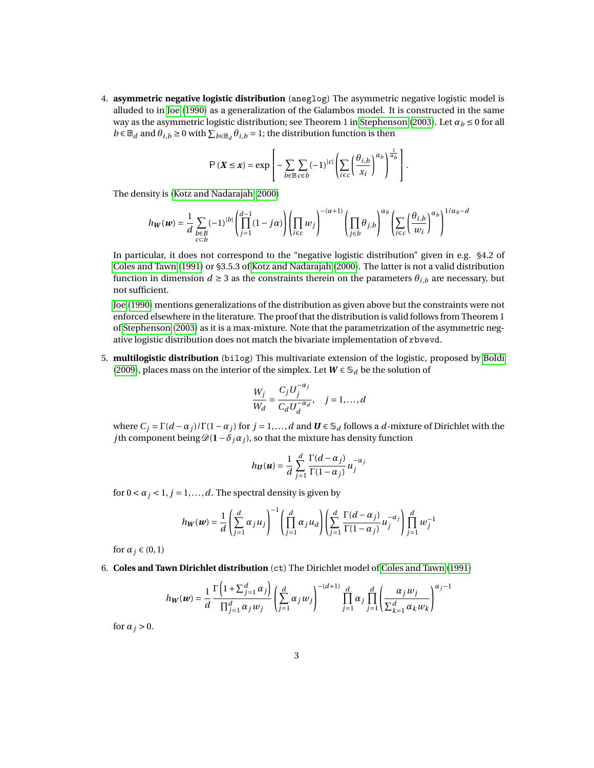4. **asymmetric negative logistic distribution** (aneglog) The asymmetric negative logistic model is alluded to in Joe (1990) as a generalization of the Galambos model. It is constructed in the same way as the asymmetric logistic distribution; see Theorem 1 in Stephenson (2003). Let $\alpha_b \leq 0$ for all $b \in \mathbb{B}_d$ and $\theta_{i,b} \geq 0$ with $\sum_{b\in\mathbb{B}_d} \theta_{i,b} = 1$; the distribution function is then

$$\mathsf{P}\left(\boldsymbol{X} \leq \boldsymbol{x}\right) = \exp\left[-\sum_{b\in\mathbb{B}}\sum_{c\in b}(-1)^{|c|}\left(\sum_{i\in c}\left(\frac{\theta_{i,b}}{x_i}\right)^{\alpha_b}\right)^{\frac{1}{\alpha_b}}\right].$$

The density is (Kotz and Nadarajah, 2000)

$$h_{\boldsymbol{W}}(\boldsymbol{w}) = \frac{1}{d}\sum_{\substack{b\in B\\ c\subset b}}(-1)^{|b|}\left(\prod_{j=1}^{d-1}(1-j\alpha)\right)\left(\prod_{i\in c} w_j\right)^{-(\alpha+1)}\left(\prod_{j\in b}\theta_{j,b}\right)^{\alpha_b}\left(\sum_{i\in c}\left(\frac{\theta_{i,b}}{w_i}\right)^{\alpha_b}\right)^{1/\alpha_b - d}$$

In particular, it does not correspond to the "negative logistic distribution" given in e.g. §4.2 of Coles and Tawn (1991) or §3.5.3 of Kotz and Nadarajah (2000). The latter is not a valid distribution function in dimension $d \geq 3$ as the constraints therein on the parameters $\theta_{i,b}$ are necessary, but not sufficient.

Joe (1990) mentions generalizations of the distribution as given above but the constraints were not enforced elsewhere in the literature. The proof that the distribution is valid follows from Theorem 1 of Stephenson (2003) as it is a max-mixture. Note that the parametrization of the asymmetric negative logistic distribution does not match the bivariate implementation of rbvevd.

5. **multilogistic distribution** (bilog) This multivariate extension of the logistic, proposed by Boldi (2009), places mass on the interior of the simplex. Let $\boldsymbol{W} \in \mathbb{S}_d$ be the solution of

$$\frac{W_j}{W_d} = \frac{C_j U_j^{-\alpha_j}}{C_d U_d^{-\alpha_d}}, \quad j = 1, \ldots, d$$

where $C_j = \Gamma(d-\alpha_j)/\Gamma(1-\alpha_j)$ for $j = 1, \ldots, d$ and $\boldsymbol{U} \in \mathbb{S}_d$ follows a $d$-mixture of Dirichlet with the $j$th component being $\mathscr{D}(\mathbf{1} - \delta_j \alpha_j)$, so that the mixture has density function

$$h_{\boldsymbol{U}}(\boldsymbol{u}) = \frac{1}{d}\sum_{j=1}^{d}\frac{\Gamma(d-\alpha_j)}{\Gamma(1-\alpha_j)}u_j^{-\alpha_j}$$

for $0 < \alpha_j < 1$, $j = 1, \ldots, d$. The spectral density is given by

$$h_{\boldsymbol{W}}(\boldsymbol{w}) = \frac{1}{d}\left(\sum_{j=1}^{d}\alpha_j u_j\right)^{-1}\left(\prod_{j=1}^{d}\alpha_j u_d\right)\left(\sum_{j=1}^{d}\frac{\Gamma(d-\alpha_j)}{\Gamma(1-\alpha_j)}u_j^{-\alpha_j}\right)\prod_{j=1}^{d}w_j^{-1}$$

for $\alpha_j \in (0,1)$

6. **Coles and Tawn Dirichlet distribution** (ct) The Dirichlet model of Coles and Tawn (1991)

$$h_{\boldsymbol{W}}(\boldsymbol{w}) = \frac{1}{d}\frac{\Gamma\left(1+\sum_{j=1}^{d}\alpha_j\right)}{\prod_{j=1}^{d}\alpha_j w_j}\left(\sum_{j=1}^{d}\alpha_j w_j\right)^{-(d+1)}\prod_{j=1}^{d}\alpha_j\prod_{j=1}^{d}\left(\frac{\alpha_j w_j}{\sum_{k=1}^{d}\alpha_k w_k}\right)^{\alpha_j - 1}$$

for $\alpha_j > 0$.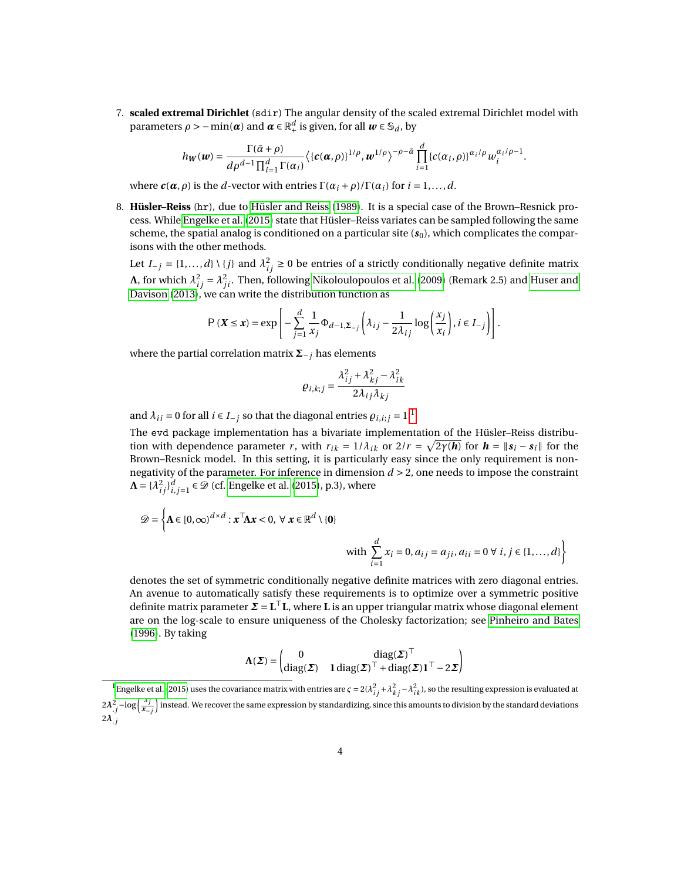7. **scaled extremal Dirichlet** (`sdir`) The angular density of the scaled extremal Dirichlet model with parameters $\rho > -\min(\boldsymbol{\alpha})$ and $\boldsymbol{\alpha} \in \mathbb{R}_+^d$ is given, for all $\boldsymbol{w} \in \mathbb{S}_d$, by

$$h_{\boldsymbol{W}}(\boldsymbol{w}) = \frac{\Gamma(\bar{\alpha}+\rho)}{d\rho^{d-1}\prod_{i=1}^d \Gamma(\alpha_i)} \left\langle \{\boldsymbol{c}(\boldsymbol{\alpha},\rho)\}^{1/\rho}, \boldsymbol{w}^{1/\rho} \right\rangle^{-\rho-\bar{\alpha}} \prod_{i=1}^d \{c(\alpha_i,\rho)\}^{\alpha_i/\rho} w_i^{\alpha_i/\rho-1}.$$

where $\boldsymbol{c}(\boldsymbol{\alpha},\rho)$ is the $d$-vector with entries $\Gamma(\alpha_i+\rho)/\Gamma(\alpha_i)$ for $i=1,\ldots,d$.

8. **Hüsler–Reiss** (`hr`), due to Hüsler and Reiss (1989). It is a special case of the Brown–Resnick process. While Engelke et al. (2015) state that Hüsler–Reiss variates can be sampled following the same scheme, the spatial analog is conditioned on a particular site ($\boldsymbol{s}_0$), which complicates the comparisons with the other methods.

   Let $I_{-j} = \{1,\ldots,d\} \setminus \{j\}$ and $\lambda_{ij}^2 \geq 0$ be entries of a strictly conditionally negative definite matrix $\boldsymbol{\Lambda}$, for which $\lambda_{ij}^2 = \lambda_{ji}^2$. Then, following Nikoloulopoulos et al. (2009) (Remark 2.5) and Huser and Davison (2013), we can write the distribution function as

$$\mathsf{P}\left(\boldsymbol{X} \leq \boldsymbol{x}\right) = \exp\left[-\sum_{j=1}^d \frac{1}{x_j} \Phi_{d-1,\boldsymbol{\Sigma}_{-j}}\left(\lambda_{ij} - \frac{1}{2\lambda_{ij}}\log\left(\frac{x_j}{x_i}\right), i \in I_{-j}\right)\right].$$

   where the partial correlation matrix $\boldsymbol{\Sigma}_{-j}$ has elements

$$\varrho_{i,k;j} = \frac{\lambda_{ij}^2 + \lambda_{kj}^2 - \lambda_{ik}^2}{2\lambda_{ij}\lambda_{kj}}$$

   and $\lambda_{ii} = 0$ for all $i \in I_{-j}$ so that the diagonal entries $\varrho_{i,i;j} = 1$.[1]

   The `evd` package implementation has a bivariate implementation of the Hüsler–Reiss distribution with dependence parameter $r$, with $r_{ik} = 1/\lambda_{ik}$ or $2/r = \sqrt{2\gamma(\boldsymbol{h})}$ for $\boldsymbol{h} = \|\boldsymbol{s}_i - \boldsymbol{s}_i\|$ for the Brown–Resnick model. In this setting, it is particularly easy since the only requirement is nonnegativity of the parameter. For inference in dimension $d > 2$, one needs to impose the constraint $\boldsymbol{\Lambda} = \{\lambda_{ij}^2\}_{i,j=1}^d \in \mathscr{D}$ (cf. Engelke et al. (2015), p.3), where

$$\mathscr{D} = \left\{ \mathbf{A} \in [0,\infty)^{d\times d} : \boldsymbol{x}^\top \mathbf{A}\boldsymbol{x} < 0,\ \forall\ \boldsymbol{x} \in \mathbb{R}^d \setminus \{\mathbf{0}\} \right.$$
$$\left. \text{with } \sum_{i=1}^d x_i = 0, a_{ij} = a_{ji}, a_{ii} = 0\ \forall\ i,j \in \{1,\ldots,d\} \right\}$$

   denotes the set of symmetric conditionally negative definite matrices with zero diagonal entries. An avenue to automatically satisfy these requirements is to optimize over a symmetric positive definite matrix parameter $\boldsymbol{\Sigma} = \mathbf{L}^\top\mathbf{L}$, where $\mathbf{L}$ is an upper triangular matrix whose diagonal element are on the log-scale to ensure uniqueness of the Cholesky factorization; see Pinheiro and Bates (1996). By taking

$$\boldsymbol{\Lambda}(\boldsymbol{\Sigma}) = \begin{pmatrix} 0 & \mathrm{diag}(\boldsymbol{\Sigma})^\top \\ \mathrm{diag}(\boldsymbol{\Sigma}) & \mathbf{1}\,\mathrm{diag}(\boldsymbol{\Sigma})^\top + \mathrm{diag}(\boldsymbol{\Sigma})\mathbf{1}^\top - 2\boldsymbol{\Sigma} \end{pmatrix}$$

[1] Engelke et al. (2015) uses the covariance matrix with entries are $\varsigma = 2(\lambda_{ij}^2 + \lambda_{kj}^2 - \lambda_{ik}^2)$, so the resulting expression is evaluated at $2\boldsymbol{\lambda}_{.j}^2 - \log\left(\frac{x_j}{\boldsymbol{x}_{-j}}\right)$ instead. We recover the same expression by standardizing, since this amounts to division by the standard deviations $2\boldsymbol{\lambda}_{.j}$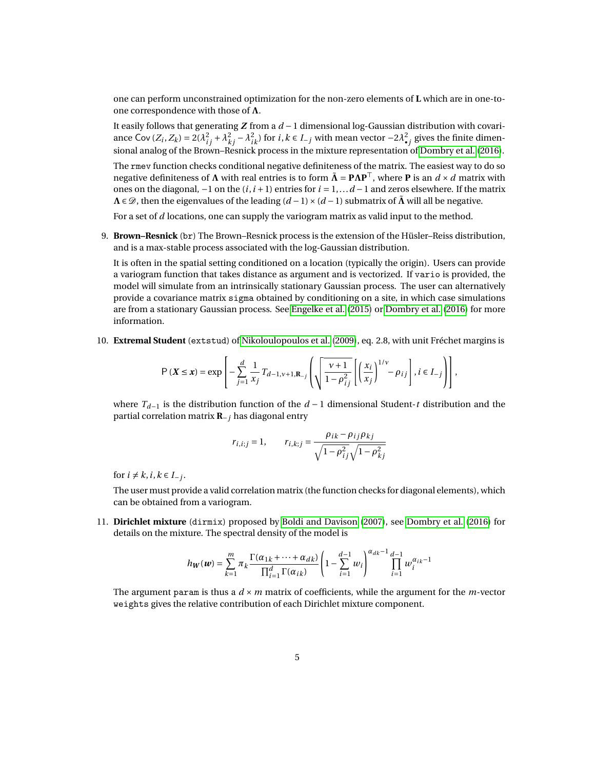one can perform unconstrained optimization for the non-zero elements of $\mathbf{L}$ which are in one-to-one correspondence with those of $\mathbf{\Lambda}$.

It easily follows that generating $\boldsymbol{Z}$ from a $d-1$ dimensional log-Gaussian distribution with covariance $\mathsf{Cov}(Z_i, Z_k) = 2(\lambda_{ij}^2 + \lambda_{kj}^2 - \lambda_{ik}^2)$ for $i, k \in I_{-j}$ with mean vector $-2\lambda_{\bullet j}^2$ gives the finite dimensional analog of the Brown–Resnick process in the mixture representation of Dombry et al. (2016).

The `rmev` function checks conditional negative definiteness of the matrix. The easiest way to do so negative definiteness of $\mathbf{\Lambda}$ with real entries is to form $\tilde{\mathbf{\Lambda}} = \mathbf{P}\mathbf{\Lambda}\mathbf{P}^\top$, where $\mathbf{P}$ is an $d \times d$ matrix with ones on the diagonal, $-1$ on the $(i, i+1)$ entries for $i = 1, \ldots d-1$ and zeros elsewhere. If the matrix $\mathbf{\Lambda} \in \mathscr{D}$, then the eigenvalues of the leading $(d-1)\times(d-1)$ submatrix of $\tilde{\mathbf{\Lambda}}$ will all be negative.

For a set of $d$ locations, one can supply the variogram matrix as valid input to the method.

9. **Brown–Resnick** (`br`) The Brown–Resnick process is the extension of the Hüsler–Reiss distribution, and is a max-stable process associated with the log-Gaussian distribution.

   It is often in the spatial setting conditioned on a location (typically the origin). Users can provide a variogram function that takes distance as argument and is vectorized. If `vario` is provided, the model will simulate from an intrinsically stationary Gaussian process. The user can alternatively provide a covariance matrix `sigma` obtained by conditioning on a site, in which case simulations are from a stationary Gaussian process. See Engelke et al. (2015) or Dombry et al. (2016) for more information.

10. **Extremal Student** (`extstud`) of Nikoloulopoulos et al. (2009), eq. 2.8, with unit Fréchet margins is

$$\mathsf{P}(\boldsymbol{X} \le \boldsymbol{x}) = \exp\left[-\sum_{j=1}^{d} \frac{1}{x_j} T_{d-1,\nu+1,\mathbf{R}_{-j}}\left(\sqrt{\frac{\nu+1}{1-\rho_{ij}^2}}\left[\left(\frac{x_i}{x_j}\right)^{1/\nu} - \rho_{ij}\right], i \in I_{-j}\right)\right],$$

   where $T_{d-1}$ is the distribution function of the $d-1$ dimensional Student-$t$ distribution and the partial correlation matrix $\mathbf{R}_{-j}$ has diagonal entry

$$r_{i,i;j} = 1, \qquad r_{i,k;j} = \frac{\rho_{ik} - \rho_{ij}\rho_{kj}}{\sqrt{1-\rho_{ij}^2}\sqrt{1-\rho_{kj}^2}}$$

   for $i \neq k, i, k \in I_{-j}$.

   The user must provide a valid correlation matrix (the function checks for diagonal elements), which can be obtained from a variogram.

11. **Dirichlet mixture** (`dirmix`) proposed by Boldi and Davison (2007), see Dombry et al. (2016) for details on the mixture. The spectral density of the model is

$$h_{\boldsymbol{W}}(\boldsymbol{w}) = \sum_{k=1}^{m} \pi_k \frac{\Gamma(\alpha_{1k} + \cdots + \alpha_{dk})}{\prod_{i=1}^{d}\Gamma(\alpha_{ik})}\left(1 - \sum_{i=1}^{d-1} w_i\right)^{\alpha_{dk}-1} \prod_{i=1}^{d-1} w_i^{\alpha_{ik}-1}$$

   The argument `param` is thus a $d \times m$ matrix of coefficients, while the argument for the $m$-vector `weights` gives the relative contribution of each Dirichlet mixture component.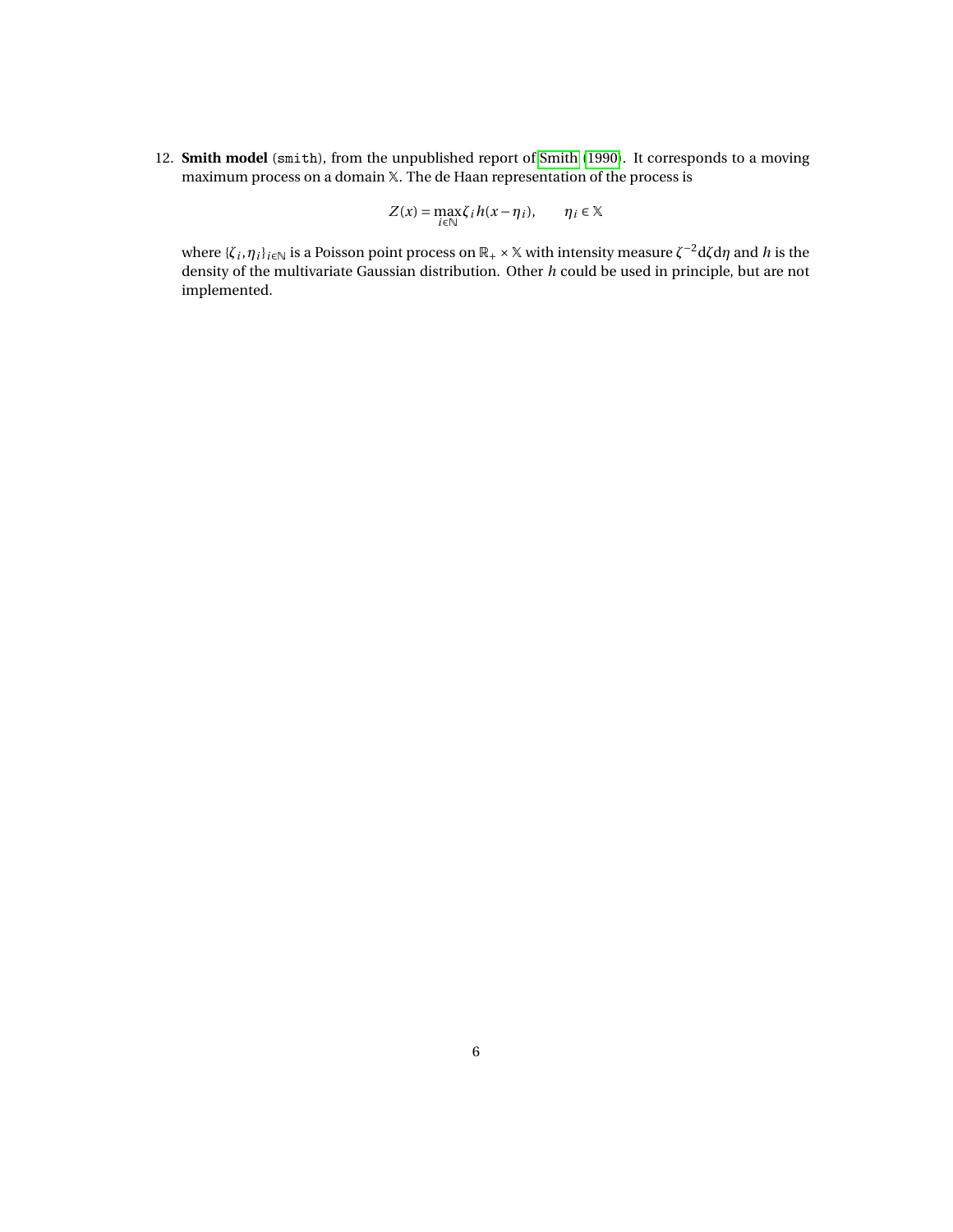12. **Smith model** (`smith`), from the unpublished report of Smith (1990). It corresponds to a moving maximum process on a domain $\mathbb{X}$. The de Haan representation of the process is

$$Z(x) = \max_{i \in \mathbb{N}} \zeta_i h(x - \eta_i), \qquad \eta_i \in \mathbb{X}$$

where $\{\zeta_i, \eta_i\}_{i \in \mathbb{N}}$ is a Poisson point process on $\mathbb{R}_+ \times \mathbb{X}$ with intensity measure $\zeta^{-2} \mathrm{d}\zeta \mathrm{d}\eta$ and $h$ is the density of the multivariate Gaussian distribution. Other $h$ could be used in principle, but are not implemented.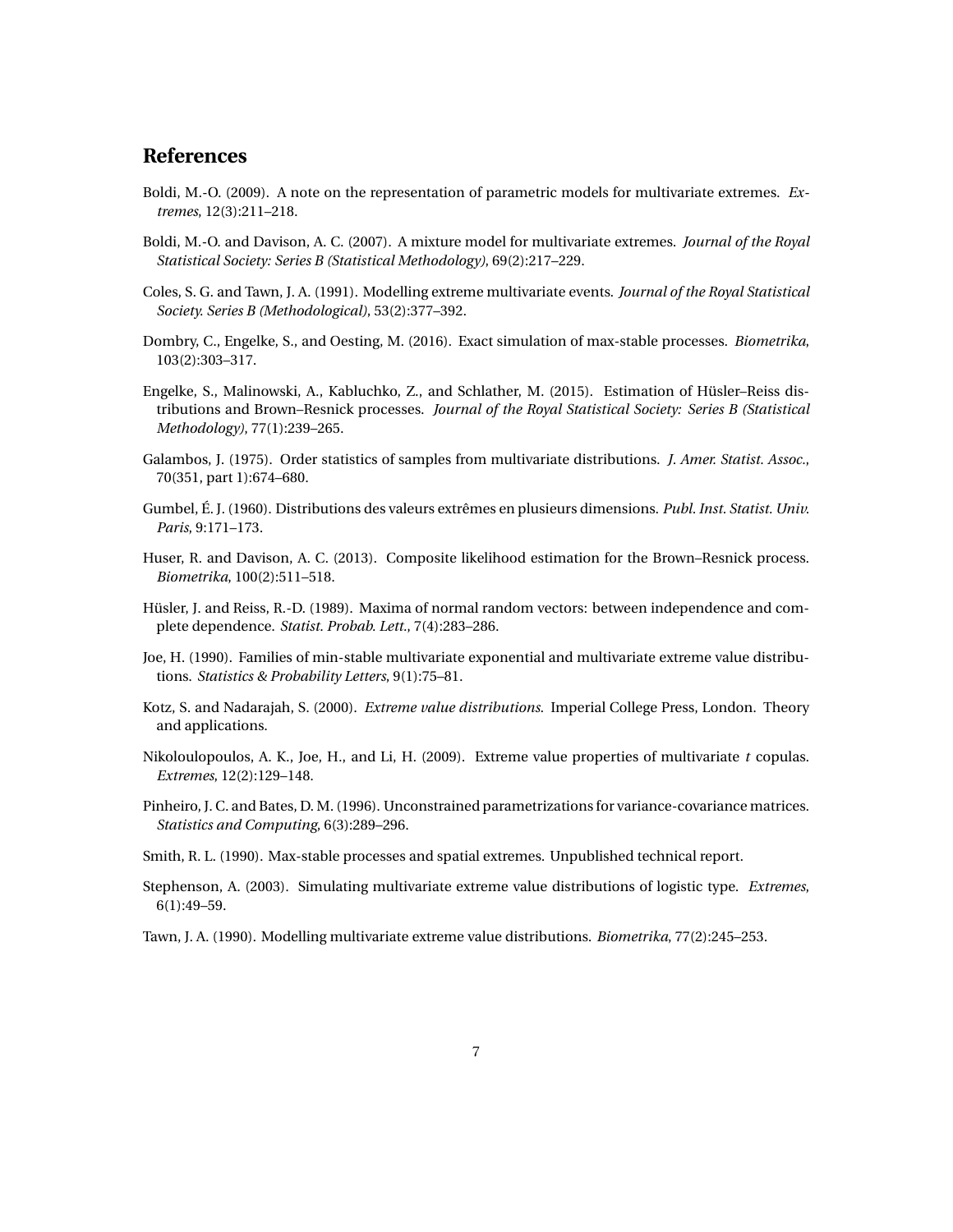## References

Boldi, M.-O. (2009). A note on the representation of parametric models for multivariate extremes. *Extremes*, 12(3):211–218.

Boldi, M.-O. and Davison, A. C. (2007). A mixture model for multivariate extremes. *Journal of the Royal Statistical Society: Series B (Statistical Methodology)*, 69(2):217–229.

Coles, S. G. and Tawn, J. A. (1991). Modelling extreme multivariate events. *Journal of the Royal Statistical Society. Series B (Methodological)*, 53(2):377–392.

Dombry, C., Engelke, S., and Oesting, M. (2016). Exact simulation of max-stable processes. *Biometrika*, 103(2):303–317.

Engelke, S., Malinowski, A., Kabluchko, Z., and Schlather, M. (2015). Estimation of Hüsler–Reiss distributions and Brown–Resnick processes. *Journal of the Royal Statistical Society: Series B (Statistical Methodology)*, 77(1):239–265.

Galambos, J. (1975). Order statistics of samples from multivariate distributions. *J. Amer. Statist. Assoc.*, 70(351, part 1):674–680.

Gumbel, É. J. (1960). Distributions des valeurs extrêmes en plusieurs dimensions. *Publ. Inst. Statist. Univ. Paris*, 9:171–173.

Huser, R. and Davison, A. C. (2013). Composite likelihood estimation for the Brown–Resnick process. *Biometrika*, 100(2):511–518.

Hüsler, J. and Reiss, R.-D. (1989). Maxima of normal random vectors: between independence and complete dependence. *Statist. Probab. Lett.*, 7(4):283–286.

Joe, H. (1990). Families of min-stable multivariate exponential and multivariate extreme value distributions. *Statistics & Probability Letters*, 9(1):75–81.

Kotz, S. and Nadarajah, S. (2000). *Extreme value distributions*. Imperial College Press, London. Theory and applications.

Nikoloulopoulos, A. K., Joe, H., and Li, H. (2009). Extreme value properties of multivariate *t* copulas. *Extremes*, 12(2):129–148.

Pinheiro, J. C. and Bates, D. M. (1996). Unconstrained parametrizations for variance-covariance matrices. *Statistics and Computing*, 6(3):289–296.

Smith, R. L. (1990). Max-stable processes and spatial extremes. Unpublished technical report.

Stephenson, A. (2003). Simulating multivariate extreme value distributions of logistic type. *Extremes*, 6(1):49–59.

Tawn, J. A. (1990). Modelling multivariate extreme value distributions. *Biometrika*, 77(2):245–253.